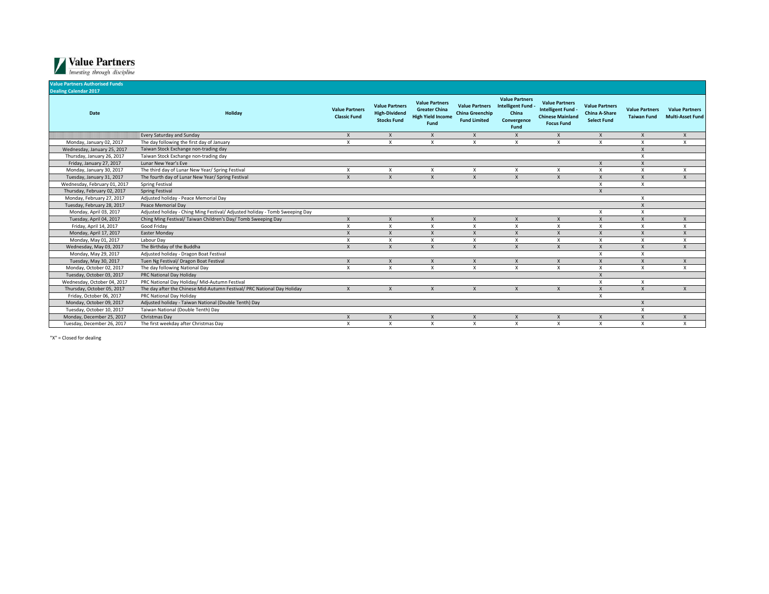**Value Partners**
*Investing through discipline*

**Value Partners Authorised Funds**
**Dealing Calendar 2017**

| Date | Holiday | Value Partners Classic Fund | Value Partners High-Dividend Stocks Fund | Value Partners Greater China High Yield Income Fund | Value Partners China Greenchip Fund Limited | Value Partners Intelligent Fund - China Convergence Fund | Value Partners Intelligent Fund - Chinese Mainland Focus Fund | Value Partners China A-Share Select Fund | Value Partners Taiwan Fund | Value Partners Multi-Asset Fund |
|---|---|---|---|---|---|---|---|---|---|---|
| | Every Saturday and Sunday | X | X | X | X | X | X | X | X | X |
| Monday, January 02, 2017 | The day following the first day of January | X | X | X | X | X | X | X | X | X |
| Wednesday, January 25, 2017 | Taiwan Stock Exchange non-trading day | | | | | | | | X | |
| Thursday, January 26, 2017 | Taiwan Stock Exchange non-trading day | | | | | | | | X | |
| Friday, January 27, 2017 | Lunar New Year's Eve | | | | | | | X | X | |
| Monday, January 30, 2017 | The third day of Lunar New Year/ Spring Festival | X | X | X | X | X | X | X | X | X |
| Tuesday, January 31, 2017 | The fourth day of Lunar New Year/ Spring Festival | X | X | X | X | X | X | X | X | X |
| Wednesday, February 01, 2017 | Spring Festival | | | | | | | X | X | |
| Thursday, February 02, 2017 | Spring Festival | | | | | | | X | | |
| Monday, February 27, 2017 | Adjusted holiday - Peace Memorial Day | | | | | | | | X | |
| Tuesday, February 28, 2017 | Peace Memorial Day | | | | | | | | X | |
| Monday, April 03, 2017 | Adjusted holiday - Ching Ming Festival/ Adjusted holiday - Tomb Sweeping Day | | | | | | | X | X | |
| Tuesday, April 04, 2017 | Ching Ming Festival/ Taiwan Children's Day/ Tomb Sweeping Day | X | X | X | X | X | X | X | X | X |
| Friday, April 14, 2017 | Good Friday | X | X | X | X | X | X | X | X | X |
| Monday, April 17, 2017 | Easter Monday | X | X | X | X | X | X | X | X | X |
| Monday, May 01, 2017 | Labour Day | X | X | X | X | X | X | X | X | X |
| Wednesday, May 03, 2017 | The Birthday of the Buddha | X | X | X | X | X | X | X | X | X |
| Monday, May 29, 2017 | Adjusted holiday - Dragon Boat Festival | | | | | | | X | X | |
| Tuesday, May 30, 2017 | Tuen Ng Festival/ Dragon Boat Festival | X | X | X | X | X | X | X | X | X |
| Monday, October 02, 2017 | The day following National Day | X | X | X | X | X | X | X | X | X |
| Tuesday, October 03, 2017 | PRC National Day Holiday | | | | | | | X | | |
| Wednesday, October 04, 2017 | PRC National Day Holiday/ Mid-Autumn Festival | | | | | | | X | X | |
| Thursday, October 05, 2017 | The day after the Chinese Mid-Autumn Festival/ PRC National Day Holiday | X | X | X | X | X | X | X | X | X |
| Friday, October 06, 2017 | PRC National Day Holiday | | | | | | | X | | |
| Monday, October 09, 2017 | Adjusted holiday - Taiwan National (Double Tenth) Day | | | | | | | | X | |
| Tuesday, October 10, 2017 | Taiwan National (Double Tenth) Day | | | | | | | | X | |
| Monday, December 25, 2017 | Christmas Day | X | X | X | X | X | X | X | X | X |
| Tuesday, December 26, 2017 | The first weekday after Christmas Day | X | X | X | X | X | X | X | X | X |

"X" = Closed for dealing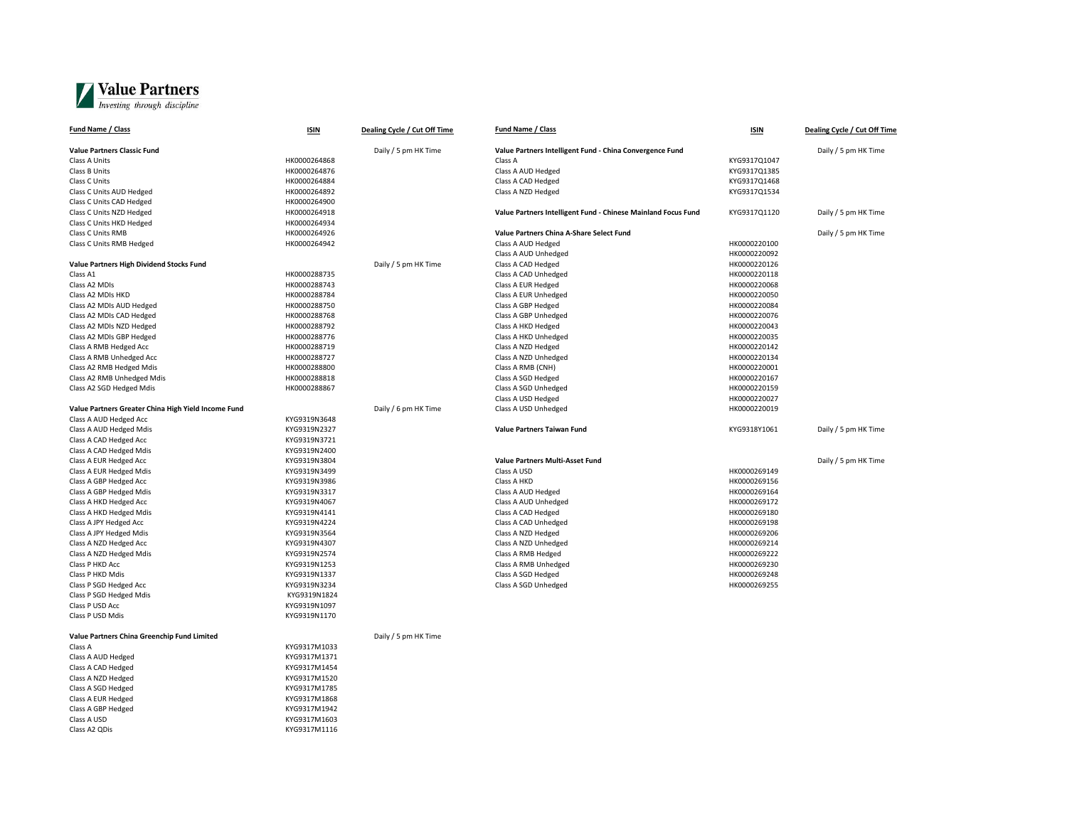**Value Partners**
*Investing through discipline*

| Fund Name / Class | ISIN | Dealing Cycle / Cut Off Time |
|---|---|---|
| **Value Partners Classic Fund** | | Daily / 5 pm HK Time |
| Class A Units | HK0000264868 | |
| Class B Units | HK0000264876 | |
| Class C Units | HK0000264884 | |
| Class C Units AUD Hedged | HK0000264892 | |
| Class C Units CAD Hedged | HK0000264900 | |
| Class C Units NZD Hedged | HK0000264918 | |
| Class C Units HKD Hedged | HK0000264934 | |
| Class C Units RMB | HK0000264926 | |
| Class C Units RMB Hedged | HK0000264942 | |
| | | |
| **Value Partners High Dividend Stocks Fund** | | Daily / 5 pm HK Time |
| Class A1 | HK0000288735 | |
| Class A2 MDIs | HK0000288743 | |
| Class A2 MDIs HKD | HK0000288784 | |
| Class A2 MDIs AUD Hedged | HK0000288750 | |
| Class A2 MDIs CAD Hedged | HK0000288768 | |
| Class A2 MDIs NZD Hedged | HK0000288792 | |
| Class A2 MDIs GBP Hedged | HK0000288776 | |
| Class A RMB Hedged Acc | HK0000288719 | |
| Class A RMB Unhedged Acc | HK0000288727 | |
| Class A2 RMB Hedged Mdis | HK0000288800 | |
| Class A2 RMB Unhedged Mdis | HK0000288818 | |
| Class A2 SGD Hedged Mdis | HK0000288867 | |
| | | |
| **Value Partners Greater China High Yield Income Fund** | | Daily / 6 pm HK Time |
| Class A AUD Hedged Acc | KYG9319N3648 | |
| Class A AUD Hedged Mdis | KYG9319N2327 | |
| Class A CAD Hedged Acc | KYG9319N3721 | |
| Class A CAD Hedged Mdis | KYG9319N2400 | |
| Class A EUR Hedged Acc | KYG9319N3804 | |
| Class A EUR Hedged Mdis | KYG9319N3499 | |
| Class A GBP Hedged Acc | KYG9319N3986 | |
| Class A GBP Hedged Mdis | KYG9319N3317 | |
| Class A HKD Hedged Acc | KYG9319N4067 | |
| Class A HKD Hedged Mdis | KYG9319N4141 | |
| Class A JPY Hedged Acc | KYG9319N4224 | |
| Class A JPY Hedged Mdis | KYG9319N3564 | |
| Class A NZD Hedged Acc | KYG9319N4307 | |
| Class A NZD Hedged Mdis | KYG9319N2574 | |
| Class P HKD Acc | KYG9319N1253 | |
| Class P HKD Mdis | KYG9319N1337 | |
| Class P SGD Hedged Acc | KYG9319N3234 | |
| Class P SGD Hedged Mdis | KYG9319N1824 | |
| Class P USD Acc | KYG9319N1097 | |
| Class P USD Mdis | KYG9319N1170 | |
| | | |
| **Value Partners China Greenchip Fund Limited** | | Daily / 5 pm HK Time |
| Class A | KYG9317M1033 | |
| Class A AUD Hedged | KYG9317M1371 | |
| Class A CAD Hedged | KYG9317M1454 | |
| Class A NZD Hedged | KYG9317M1520 | |
| Class A SGD Hedged | KYG9317M1785 | |
| Class A EUR Hedged | KYG9317M1868 | |
| Class A GBP Hedged | KYG9317M1942 | |
| Class A USD | KYG9317M1603 | |
| Class A2 QDis | KYG9317M1116 | |

| Fund Name / Class | ISIN | Dealing Cycle / Cut Off Time |
|---|---|---|
| **Value Partners Intelligent Fund - China Convergence Fund** | | Daily / 5 pm HK Time |
| Class A | KYG9317Q1047 | |
| Class A AUD Hedged | KYG9317Q1385 | |
| Class A CAD Hedged | KYG9317Q1468 | |
| Class A NZD Hedged | KYG9317Q1534 | |
| | | |
| **Value Partners Intelligent Fund - Chinese Mainland Focus Fund** | KYG9317Q1120 | Daily / 5 pm HK Time |
| | | |
| **Value Partners China A-Share Select Fund** | | Daily / 5 pm HK Time |
| Class A AUD Hedged | HK0000220100 | |
| Class A AUD Unhedged | HK0000220092 | |
| Class A CAD Hedged | HK0000220126 | |
| Class A CAD Unhedged | HK0000220118 | |
| Class A EUR Hedged | HK0000220068 | |
| Class A EUR Unhedged | HK0000220050 | |
| Class A GBP Hedged | HK0000220084 | |
| Class A GBP Unhedged | HK0000220076 | |
| Class A HKD Hedged | HK0000220043 | |
| Class A HKD Unhedged | HK0000220035 | |
| Class A NZD Hedged | HK0000220142 | |
| Class A NZD Unhedged | HK0000220134 | |
| Class A RMB (CNH) | HK0000220001 | |
| Class A SGD Hedged | HK0000220167 | |
| Class A SGD Unhedged | HK0000220159 | |
| Class A USD Hedged | HK0000220027 | |
| Class A USD Unhedged | HK0000220019 | |
| | | |
| **Value Partners Taiwan Fund** | KYG9318Y1061 | Daily / 5 pm HK Time |
| | | |
| **Value Partners Multi-Asset Fund** | | Daily / 5 pm HK Time |
| Class A USD | HK0000269149 | |
| Class A HKD | HK0000269156 | |
| Class A AUD Hedged | HK0000269164 | |
| Class A AUD Unhedged | HK0000269172 | |
| Class A CAD Hedged | HK0000269180 | |
| Class A CAD Unhedged | HK0000269198 | |
| Class A NZD Hedged | HK0000269206 | |
| Class A NZD Unhedged | HK0000269214 | |
| Class A RMB Hedged | HK0000269222 | |
| Class A RMB Unhedged | HK0000269230 | |
| Class A SGD Hedged | HK0000269248 | |
| Class A SGD Unhedged | HK0000269255 | |